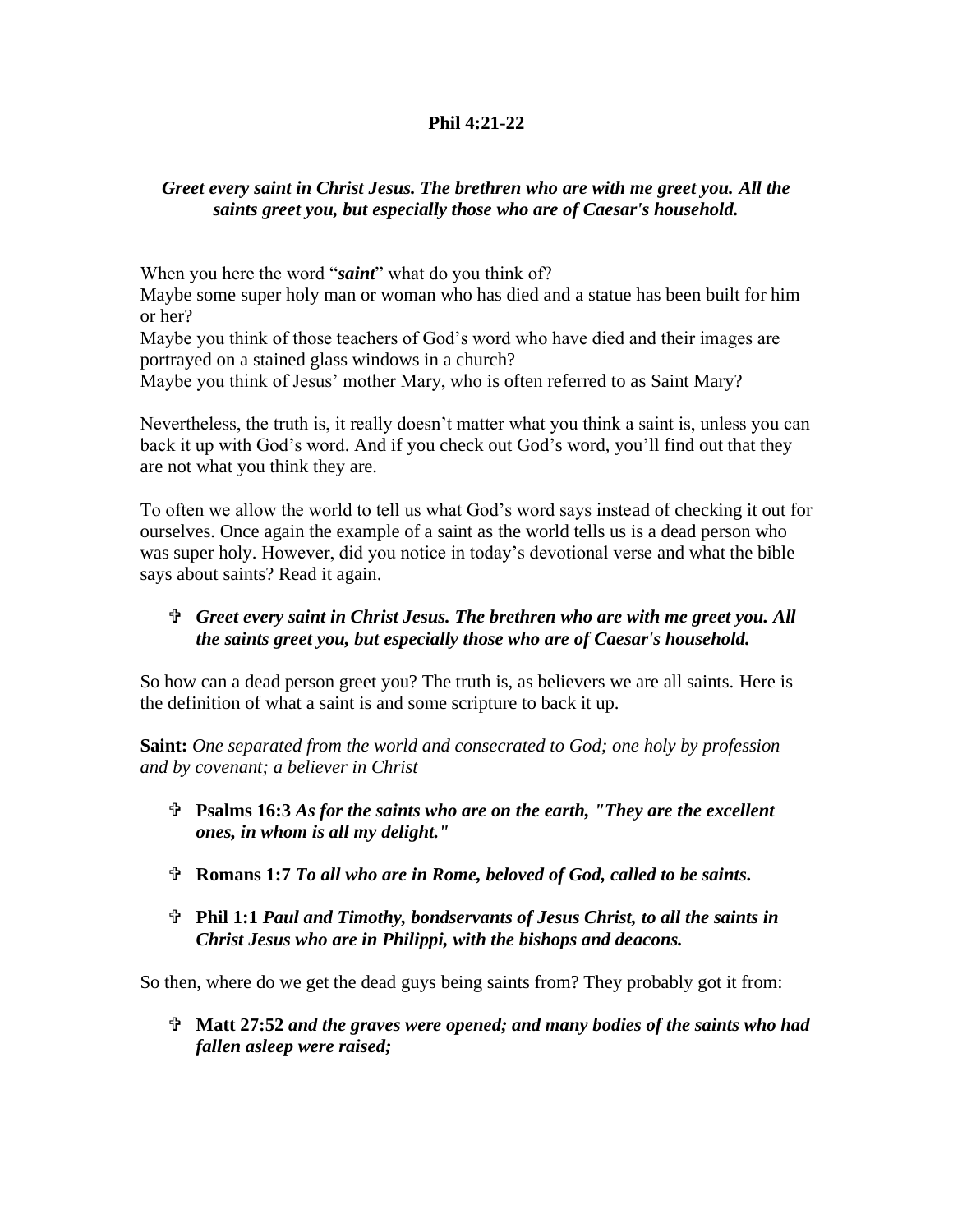**Phil 4:21-22**

***Greet every saint in Christ Jesus. The brethren who are with me greet you. All the saints greet you, but especially those who are of Caesar's household.***

When you here the word "***saint***" what do you think of?
Maybe some super holy man or woman who has died and a statue has been built for him or her?
Maybe you think of those teachers of God's word who have died and their images are portrayed on a stained glass windows in a church?
Maybe you think of Jesus' mother Mary, who is often referred to as Saint Mary?

Nevertheless, the truth is, it really doesn't matter what you think a saint is, unless you can back it up with God's word. And if you check out God's word, you'll find out that they are not what you think they are.

To often we allow the world to tell us what God's word says instead of checking it out for ourselves. Once again the example of a saint as the world tells us is a dead person who was super holy. However, did you notice in today's devotional verse and what the bible says about saints? Read it again.

- ***Greet every saint in Christ Jesus. The brethren who are with me greet you. All the saints greet you, but especially those who are of Caesar's household.***

So how can a dead person greet you? The truth is, as believers we are all saints. Here is the definition of what a saint is and some scripture to back it up.

**Saint:** *One separated from the world and consecrated to God; one holy by profession and by covenant; a believer in Christ*

- **Psalms 16:3** ***As for the saints who are on the earth, "They are the excellent ones, in whom is all my delight."***

- **Romans 1:7** ***To all who are in Rome, beloved of God, called to be saints.***

- **Phil 1:1** ***Paul and Timothy, bondservants of Jesus Christ, to all the saints in Christ Jesus who are in Philippi, with the bishops and deacons.***

So then, where do we get the dead guys being saints from? They probably got it from:

- **Matt 27:52** ***and the graves were opened; and many bodies of the saints who had fallen asleep were raised;***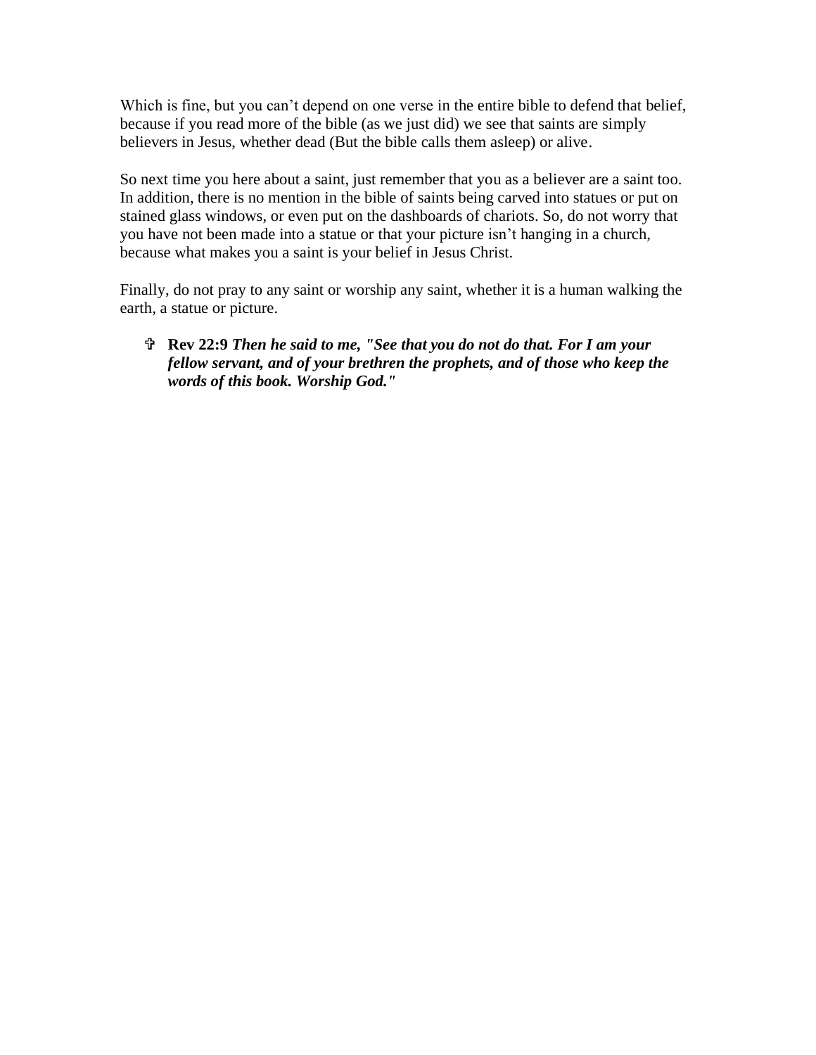Which is fine, but you can't depend on one verse in the entire bible to defend that belief, because if you read more of the bible (as we just did) we see that saints are simply believers in Jesus, whether dead (But the bible calls them asleep) or alive.

So next time you here about a saint, just remember that you as a believer are a saint too. In addition, there is no mention in the bible of saints being carved into statues or put on stained glass windows, or even put on the dashboards of chariots. So, do not worry that you have not been made into a statue or that your picture isn't hanging in a church, because what makes you a saint is your belief in Jesus Christ.

Finally, do not pray to any saint or worship any saint, whether it is a human walking the earth, a statue or picture.

- **Rev 22:9** ***Then he said to me, "See that you do not do that. For I am your fellow servant, and of your brethren the prophets, and of those who keep the words of this book. Worship God."***